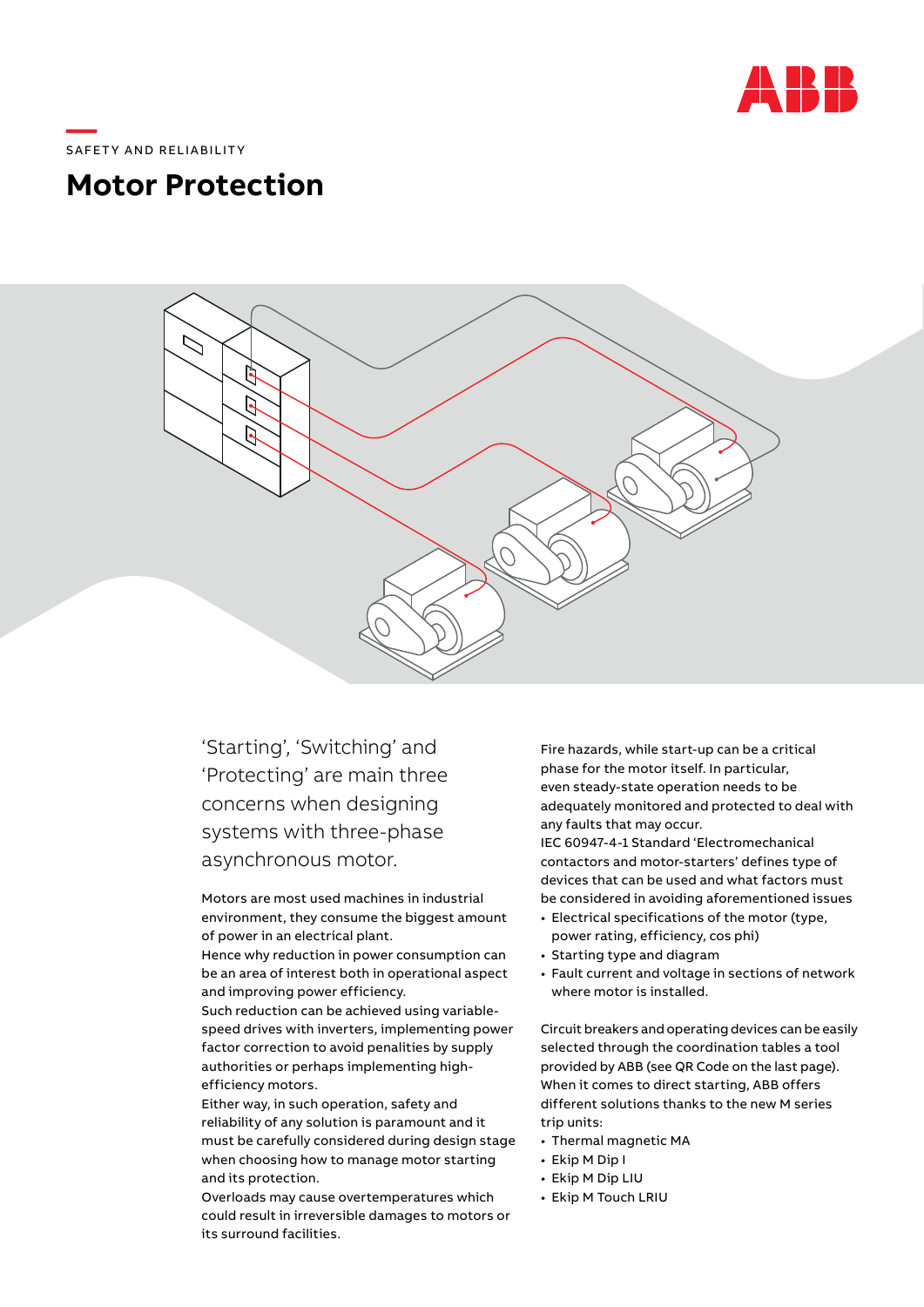SAFETY AND RELIABILITY

# Motor Protection

‘Starting’, ‘Switching’ and ‘Protecting’ are main three concerns when designing systems with three-phase asynchronous motor.

Motors are most used machines in industrial environment, they consume the biggest amount of power in an electrical plant.
Hence why reduction in power consumption can be an area of interest both in operational aspect and improving power efficiency.
Such reduction can be achieved using variable-speed drives with inverters, implementing power factor correction to avoid penalities by supply authorities or perhaps implementing high-efficiency motors.
Either way, in such operation, safety and reliability of any solution is paramount and it must be carefully considered during design stage when choosing how to manage motor starting and its protection.
Overloads may cause overtemperatures which could result in irreversible damages to motors or its surround facilities.

Fire hazards, while start-up can be a critical phase for the motor itself. In particular, even steady-state operation needs to be adequately monitored and protected to deal with any faults that may occur.
IEC 60947-4-1 Standard ‘Electromechanical contactors and motor-starters’ defines type of devices that can be used and what factors must be considered in avoiding aforementioned issues

- Electrical specifications of the motor (type, power rating, efficiency, cos phi)
- Starting type and diagram
- Fault current and voltage in sections of network where motor is installed.

Circuit breakers and operating devices can be easily selected through the coordination tables a tool provided by ABB (see QR Code on the last page).
When it comes to direct starting, ABB offers different solutions thanks to the new M series trip units:

- Thermal magnetic MA
- Ekip M Dip I
- Ekip M Dip LIU
- Ekip M Touch LRIU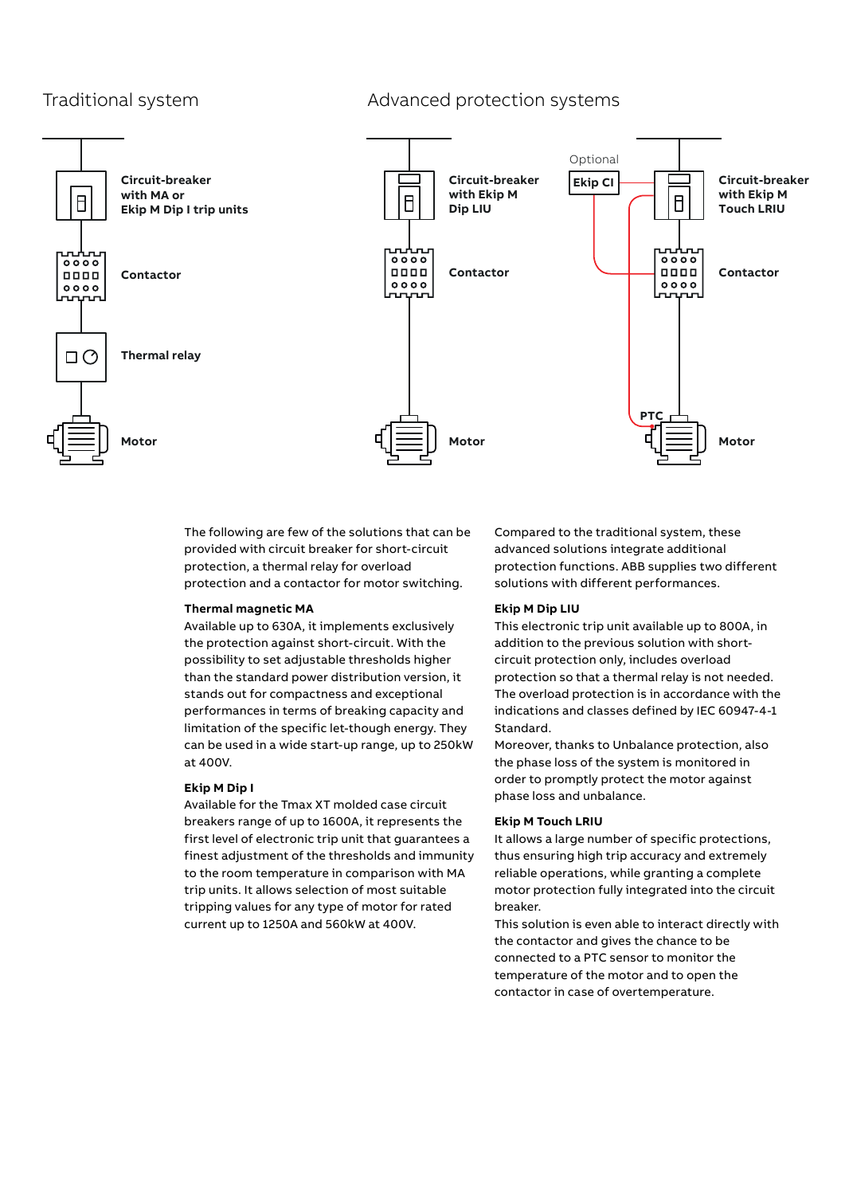## Traditional system

Circuit-breaker with MA or Ekip M Dip I trip units

Contactor

Thermal relay

Motor

## Advanced protection systems

Circuit-breaker with Ekip M Dip LIU

Contactor

Motor

Optional

Ekip CI

Circuit-breaker with Ekip M Touch LRIU

Contactor

PTC

Motor

The following are few of the solutions that can be provided with circuit breaker for short-circuit protection, a thermal relay for overload protection and a contactor for motor switching.

**Thermal magnetic MA**

Available up to 630A, it implements exclusively the protection against short-circuit. With the possibility to set adjustable thresholds higher than the standard power distribution version, it stands out for compactness and exceptional performances in terms of breaking capacity and limitation of the specific let-though energy. They can be used in a wide start-up range, up to 250kW at 400V.

**Ekip M Dip I**

Available for the Tmax XT molded case circuit breakers range of up to 1600A, it represents the first level of electronic trip unit that guarantees a finest adjustment of the thresholds and immunity to the room temperature in comparison with MA trip units. It allows selection of most suitable tripping values for any type of motor for rated current up to 1250A and 560kW at 400V.

Compared to the traditional system, these advanced solutions integrate additional protection functions. ABB supplies two different solutions with different performances.

**Ekip M Dip LIU**

This electronic trip unit available up to 800A, in addition to the previous solution with short-circuit protection only, includes overload protection so that a thermal relay is not needed. The overload protection is in accordance with the indications and classes defined by IEC 60947-4-1 Standard.
Moreover, thanks to Unbalance protection, also the phase loss of the system is monitored in order to promptly protect the motor against phase loss and unbalance.

**Ekip M Touch LRIU**

It allows a large number of specific protections, thus ensuring high trip accuracy and extremely reliable operations, while granting a complete motor protection fully integrated into the circuit breaker.
This solution is even able to interact directly with the contactor and gives the chance to be connected to a PTC sensor to monitor the temperature of the motor and to open the contactor in case of overtemperature.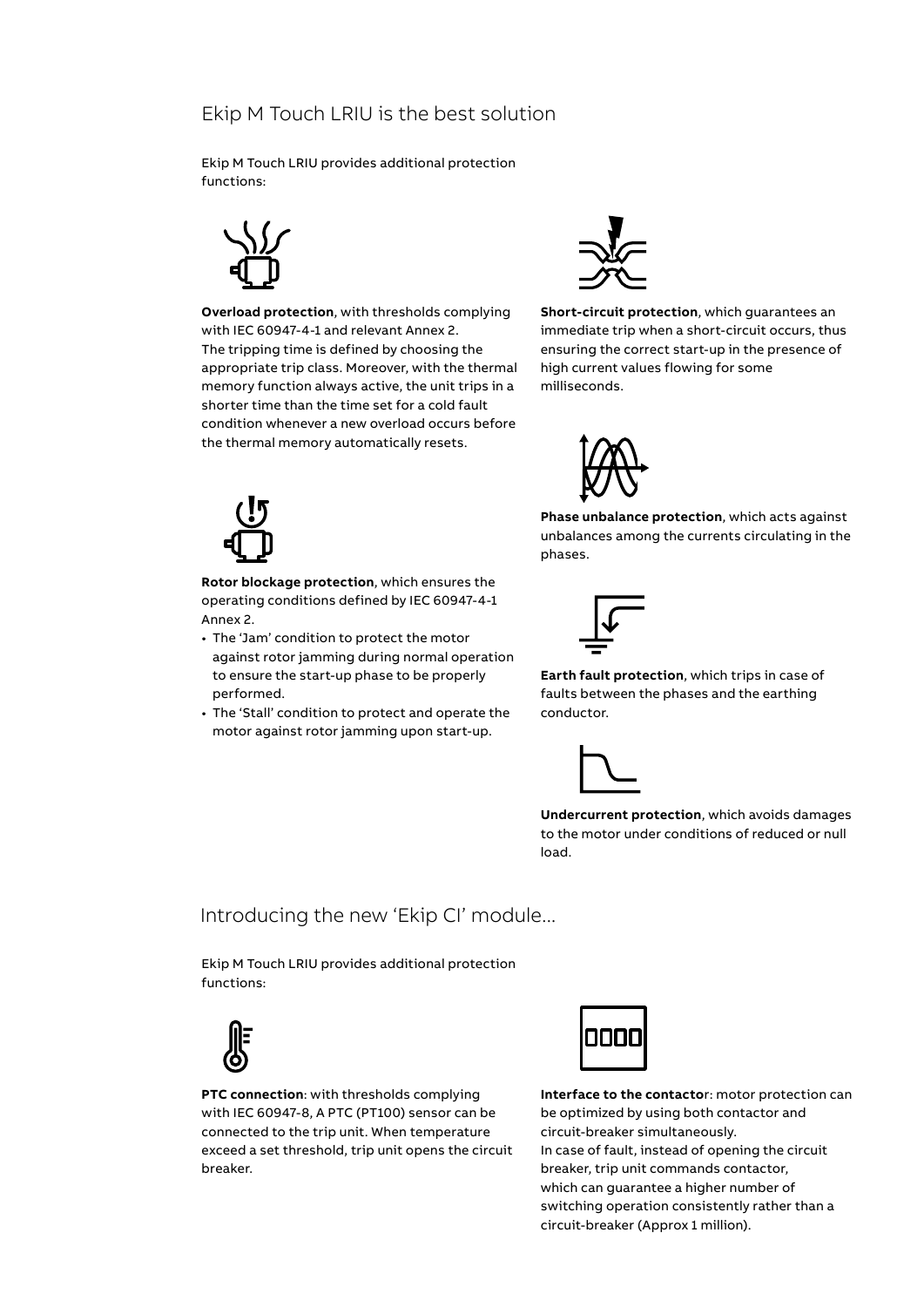## Ekip M Touch LRIU is the best solution

Ekip M Touch LRIU provides additional protection functions:

**Overload protection**, with thresholds complying with IEC 60947-4-1 and relevant Annex 2. The tripping time is defined by choosing the appropriate trip class. Moreover, with the thermal memory function always active, the unit trips in a shorter time than the time set for a cold fault condition whenever a new overload occurs before the thermal memory automatically resets.

**Rotor blockage protection**, which ensures the operating conditions defined by IEC 60947-4-1 Annex 2.

- The 'Jam' condition to protect the motor against rotor jamming during normal operation to ensure the start-up phase to be properly performed.
- The 'Stall' condition to protect and operate the motor against rotor jamming upon start-up.

**Short-circuit protection**, which guarantees an immediate trip when a short-circuit occurs, thus ensuring the correct start-up in the presence of high current values flowing for some milliseconds.

**Phase unbalance protection**, which acts against unbalances among the currents circulating in the phases.

**Earth fault protection**, which trips in case of faults between the phases and the earthing conductor.

**Undercurrent protection**, which avoids damages to the motor under conditions of reduced or null load.

## Introducing the new 'Ekip CI' module...

Ekip M Touch LRIU provides additional protection functions:

**PTC connection**: with thresholds complying with IEC 60947-8, A PTC (PT100) sensor can be connected to the trip unit. When temperature exceed a set threshold, trip unit opens the circuit breaker.

**Interface to the contactor**: motor protection can be optimized by using both contactor and circuit-breaker simultaneously.
In case of fault, instead of opening the circuit breaker, trip unit commands contactor, which can guarantee a higher number of switching operation consistently rather than a circuit-breaker (Approx 1 million).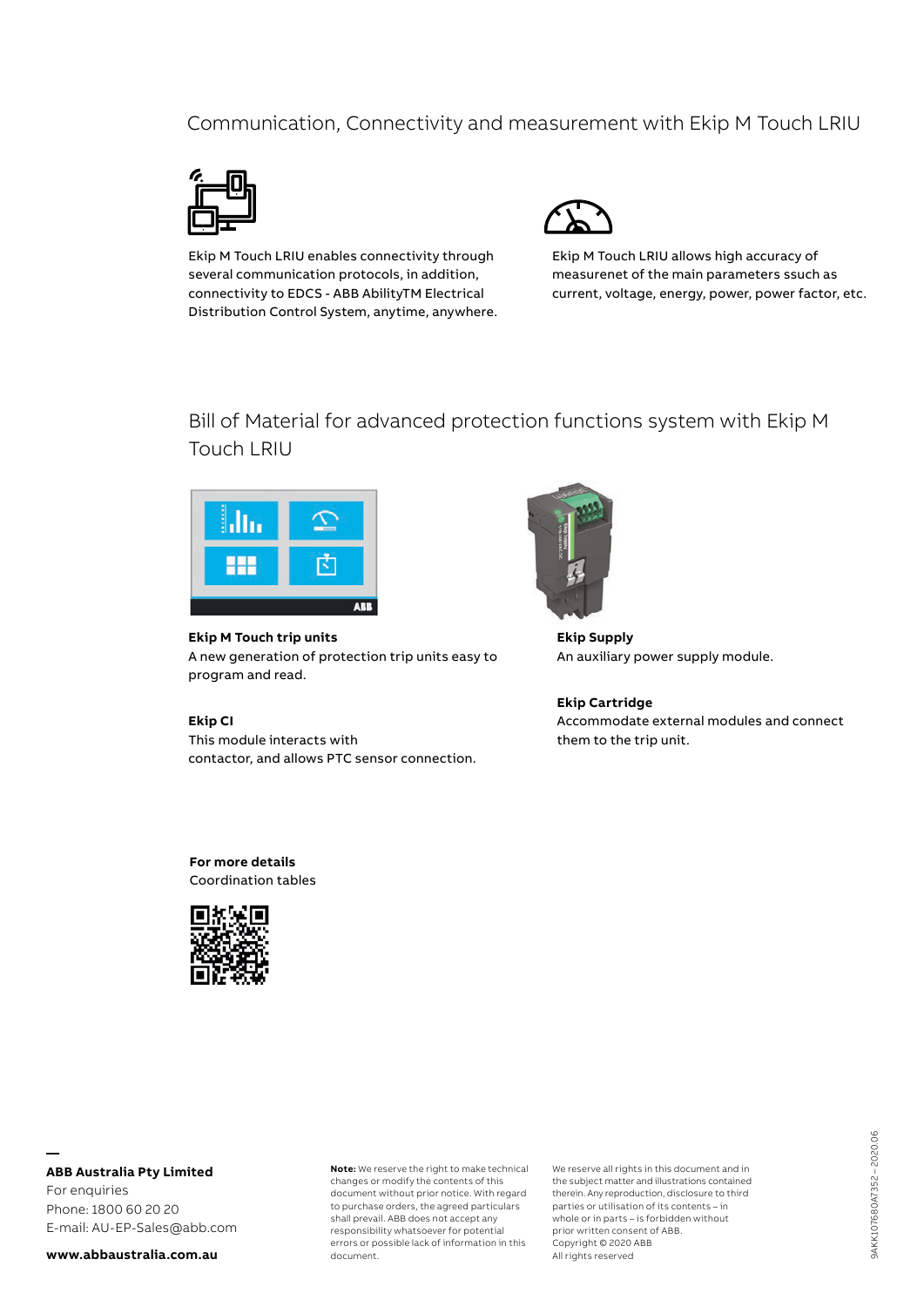## Communication, Connectivity and measurement with Ekip M Touch LRIU

Ekip M Touch LRIU enables connectivity through several communication protocols, in addition, connectivity to EDCS - ABB AbilityTM Electrical Distribution Control System, anytime, anywhere.

Ekip M Touch LRIU allows high accuracy of measurenet of the main parameters ssuch as current, voltage, energy, power, power factor, etc.

## Bill of Material for advanced protection functions system with Ekip M Touch LRIU

**Ekip M Touch trip units**
A new generation of protection trip units easy to program and read.

**Ekip CI**
This module interacts with contactor, and allows PTC sensor connection.

**Ekip Supply**
An auxiliary power supply module.

**Ekip Cartridge**
Accommodate external modules and connect them to the trip unit.

**For more details**
Coordination tables

—

**ABB Australia Pty Limited**
For enquiries
Phone: 1800 60 20 20
E-mail: AU-EP-Sales@abb.com

**www.abbaustralia.com.au**

**Note:** We reserve the right to make technical changes or modify the contents of this document without prior notice. With regard to purchase orders, the agreed particulars shall prevail. ABB does not accept any responsibility whatsoever for potential errors or possible lack of information in this document.

We reserve all rights in this document and in the subject matter and illustrations contained therein. Any reproduction, disclosure to third parties or utilisation of its contents – in whole or in parts – is forbidden without prior written consent of ABB.
Copyright © 2020 ABB
All rights reserved

9AKK107680A7352 – 2020.06